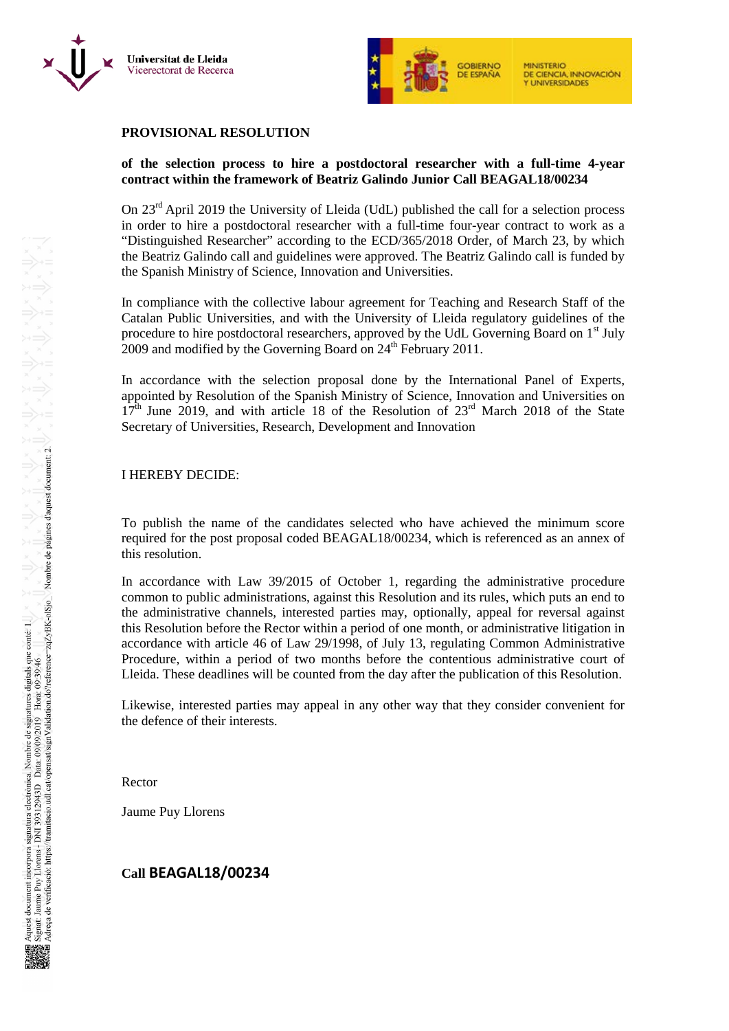**PROVISIONAL RESOLUTION**

**of the selection process to hire a postdoctoral researcher with a full-time 4-year contract within the framework of Beatriz Galindo Junior Call BEAGAL18/00234**

On 23rd April 2019 the University of Lleida (UdL) published the call for a selection process in order to hire a postdoctoral researcher with a full-time four-year contract to work as a "Distinguished Researcher" according to the ECD/365/2018 Order, of March 23, by which the Beatriz Galindo call and guidelines were approved. The Beatriz Galindo call is funded by the Spanish Ministry of Science, Innovation and Universities.

In compliance with the collective labour agreement for Teaching and Research Staff of the Catalan Public Universities, and with the University of Lleida regulatory guidelines of the procedure to hire postdoctoral researchers, approved by the UdL Governing Board on 1st July 2009 and modified by the Governing Board on 24th February 2011.

In accordance with the selection proposal done by the International Panel of Experts, appointed by Resolution of the Spanish Ministry of Science, Innovation and Universities on 17th June 2019, and with article 18 of the Resolution of 23rd March 2018 of the State Secretary of Universities, Research, Development and Innovation

I HEREBY DECIDE:

To publish the name of the candidates selected who have achieved the minimum score required for the post proposal coded BEAGAL18/00234, which is referenced as an annex of this resolution.

In accordance with Law 39/2015 of October 1, regarding the administrative procedure common to public administrations, against this Resolution and its rules, which puts an end to the administrative channels, interested parties may, optionally, appeal for reversal against this Resolution before the Rector within a period of one month, or administrative litigation in accordance with article 46 of Law 29/1998, of July 13, regulating Common Administrative Procedure, within a period of two months before the contentious administrative court of Lleida. These deadlines will be counted from the day after the publication of this Resolution.

Likewise, interested parties may appeal in any other way that they consider convenient for the defence of their interests.

Rector

Jaume Puy Llorens

**Call BEAGAL18/00234**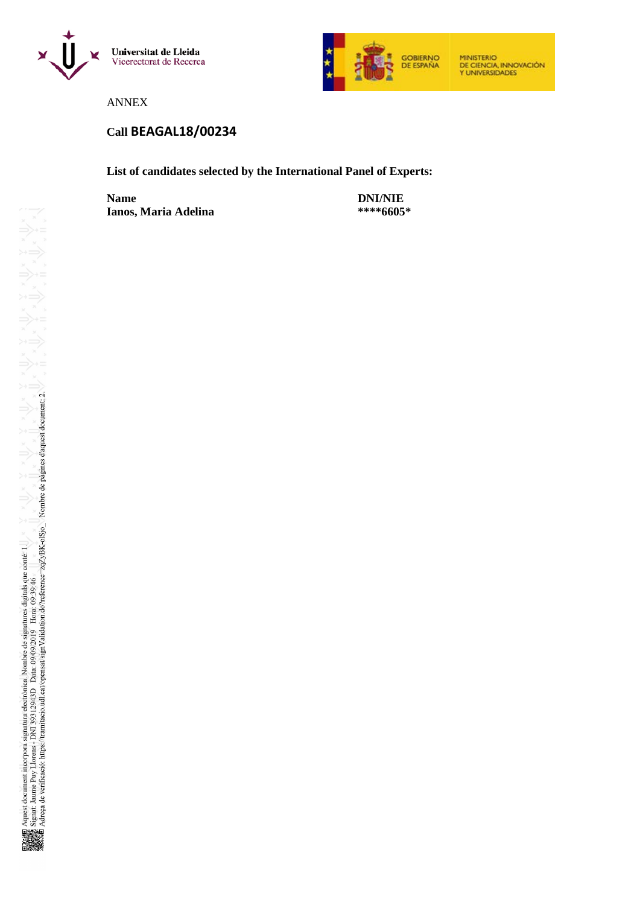Universitat de Lleida
Vicerectorat de Recerca

GOBIERNO DE ESPAÑA

MINISTERIO DE CIENCIA, INNOVACIÓN Y UNIVERSIDADES

ANNEX

## Call BEAGAL18/00234

**List of candidates selected by the International Panel of Experts:**

| Name | DNI/NIE |
| --- | --- |
| **Ianos, Maria Adelina** | **\*\*\*\*6605\*** |

Aquest document incorpora signatura electrònica. Nombre de signatures digitals que conté: 1
Signat: Jaume Puy Llorens - DNI 39312943D Data: 09/09/2019 Hora: 09:39:46
Adreça de verificació: https://tramitacio.udl.cat/opensat/signValidation.do?reference=zqZyBK-olSjo_ Nombre de pàgines d'aquest document: 2